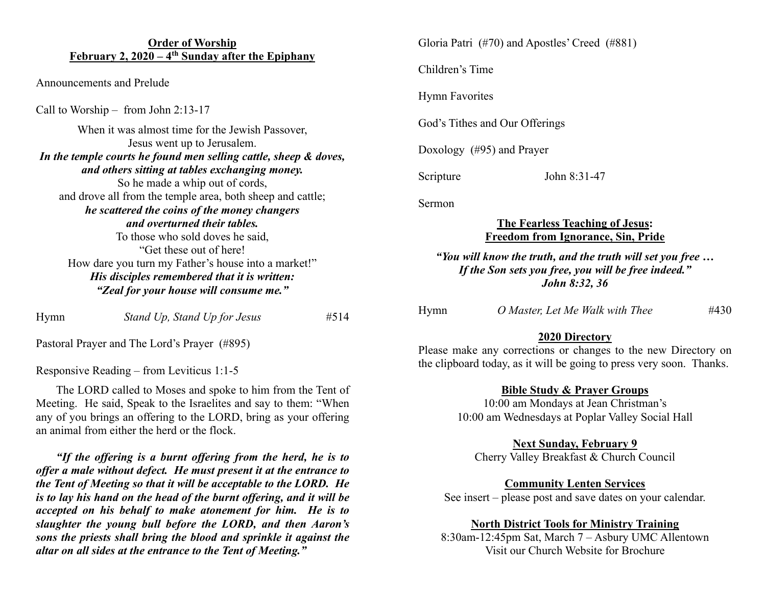## Order of Worship
## February 2, 2020 – 4th Sunday after the Epiphany

Announcements and Prelude

Call to Worship – from John 2:13-17

When it was almost time for the Jewish Passover,
Jesus went up to Jerusalem.
***In the temple courts he found men selling cattle, sheep & doves, and others sitting at tables exchanging money.***
So he made a whip out of cords,
and drove all from the temple area, both sheep and cattle;
***he scattered the coins of the money changers and overturned their tables.***
To those who sold doves he said,
"Get these out of here!
How dare you turn my Father's house into a market!"
***His disciples remembered that it is written:***
***"Zeal for your house will consume me."***

Hymn *Stand Up, Stand Up for Jesus* #514

Pastoral Prayer and The Lord's Prayer (#895)

Responsive Reading – from Leviticus 1:1-5

The LORD called to Moses and spoke to him from the Tent of Meeting. He said, Speak to the Israelites and say to them: "When any of you brings an offering to the LORD, bring as your offering an animal from either the herd or the flock.

***"If the offering is a burnt offering from the herd, he is to offer a male without defect. He must present it at the entrance to the Tent of Meeting so that it will be acceptable to the LORD. He is to lay his hand on the head of the burnt offering, and it will be accepted on his behalf to make atonement for him. He is to slaughter the young bull before the LORD, and then Aaron's sons the priests shall bring the blood and sprinkle it against the altar on all sides at the entrance to the Tent of Meeting."***

Gloria Patri (#70) and Apostles' Creed (#881)

Children's Time

Hymn Favorites

God's Tithes and Our Offerings

Doxology (#95) and Prayer

Scripture John 8:31-47

Sermon

**The Fearless Teaching of Jesus:**
**Freedom from Ignorance, Sin, Pride**

***"You will know the truth, and the truth will set you free … If the Son sets you free, you will be free indeed." John 8:32, 36***

Hymn *O Master, Let Me Walk with Thee* #430

**2020 Directory**

Please make any corrections or changes to the new Directory on the clipboard today, as it will be going to press very soon. Thanks.

**Bible Study & Prayer Groups**

10:00 am Mondays at Jean Christman's
10:00 am Wednesdays at Poplar Valley Social Hall

**Next Sunday, February 9**

Cherry Valley Breakfast & Church Council

**Community Lenten Services**

See insert – please post and save dates on your calendar.

**North District Tools for Ministry Training**

8:30am-12:45pm Sat, March 7 – Asbury UMC Allentown
Visit our Church Website for Brochure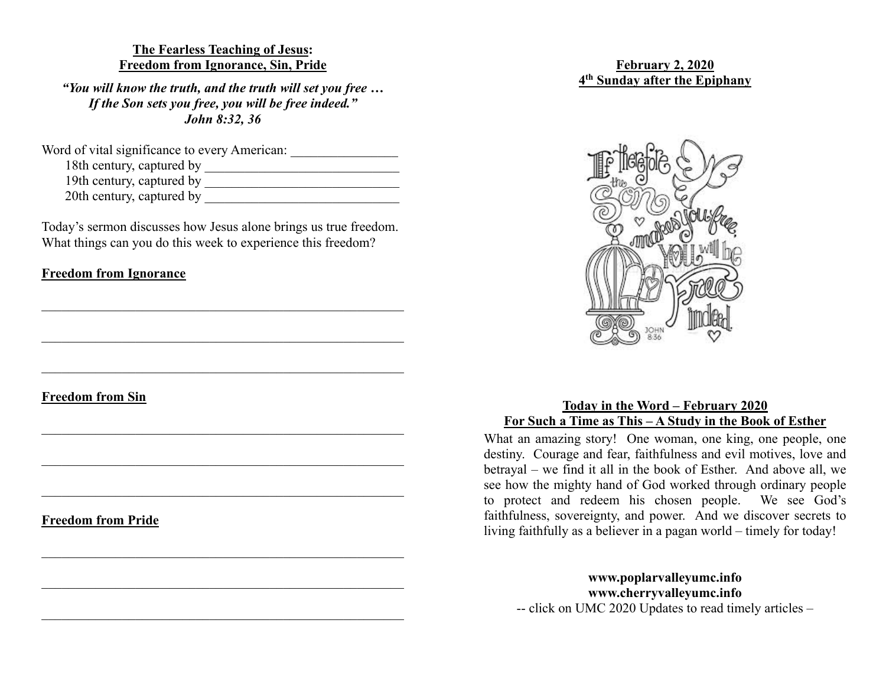**The Fearless Teaching of Jesus: Freedom from Ignorance, Sin, Pride**

***"You will know the truth, and the truth will set you free … If the Son sets you free, you will be free indeed." John 8:32, 36***

Word of vital significance to every American: ________________

18th century, captured by ______________________________

19th century, captured by ______________________________

20th century, captured by ______________________________

Today's sermon discusses how Jesus alone brings us true freedom. What things can you do this week to experience this freedom?

**Freedom from Ignorance**

_______________________________________________________

_______________________________________________________

_______________________________________________________

**Freedom from Sin**

_______________________________________________________

_______________________________________________________

_______________________________________________________

**Freedom from Pride**

_______________________________________________________

_______________________________________________________

_______________________________________________________

**February 2, 2020**
**4th Sunday after the Epiphany**

If therefore the Son makes you free, you will be free indeed. JOHN 8:36

**Today in the Word – February 2020**
**For Such a Time as This – A Study in the Book of Esther**

What an amazing story! One woman, one king, one people, one destiny. Courage and fear, faithfulness and evil motives, love and betrayal – we find it all in the book of Esther. And above all, we see how the mighty hand of God worked through ordinary people to protect and redeem his chosen people. We see God's faithfulness, sovereignty, and power. And we discover secrets to living faithfully as a believer in a pagan world – timely for today!

**www.poplarvalleyumc.info**
**www.cherryvalleyumc.info**
-- click on UMC 2020 Updates to read timely articles –